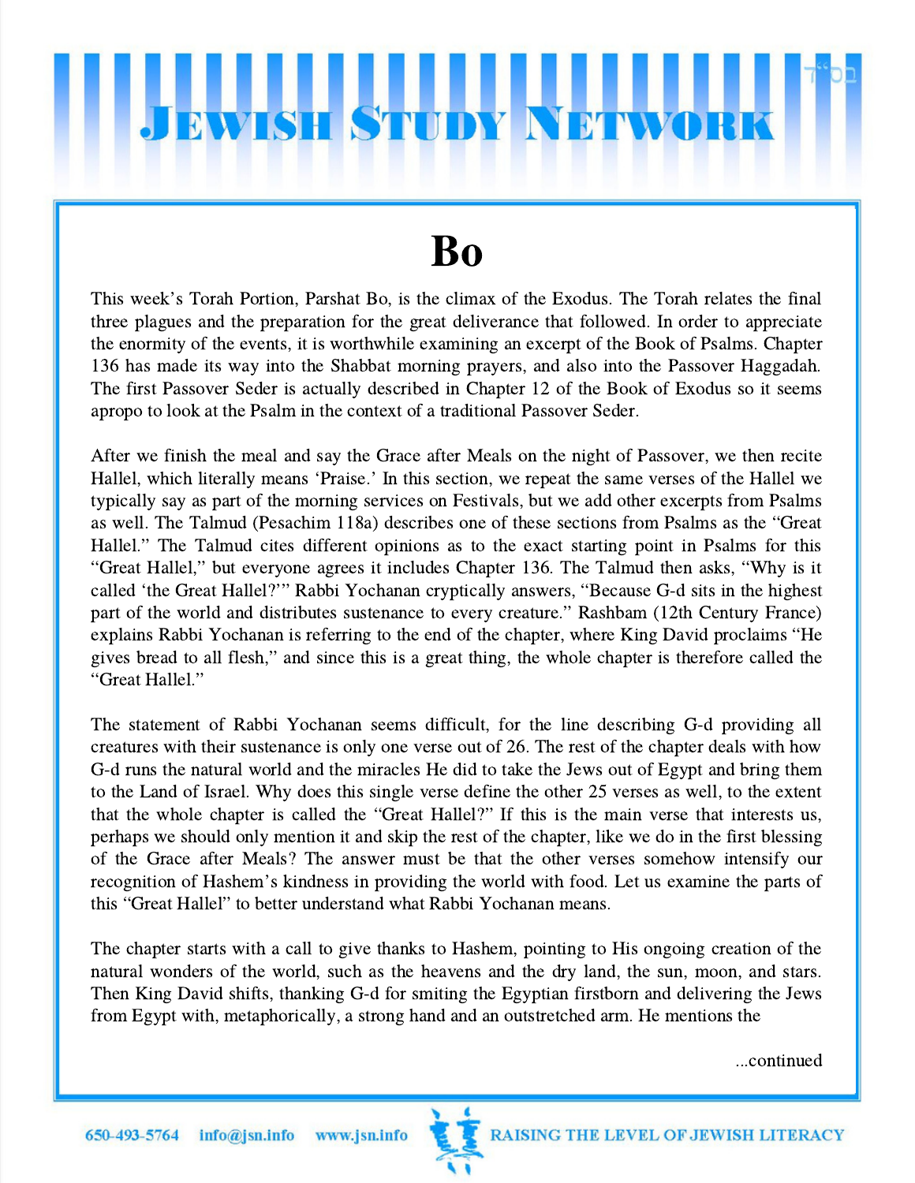# Bo

This week's Torah Portion, Parshat Bo, is the climax of the Exodus. The Torah relates the final three plagues and the preparation for the great deliverance that followed. In order to appreciate the enormity of the events, it is worthwhile examining an excerpt of the Book of Psalms. Chapter 136 has made its way into the Shabbat morning prayers, and also into the Passover Haggadah. The first Passover Seder is actually described in Chapter 12 of the Book of Exodus so it seems apropo to look at the Psalm in the context of a traditional Passover Seder.

After we finish the meal and say the Grace after Meals on the night of Passover, we then recite Hallel, which literally means 'Praise.' In this section, we repeat the same verses of the Hallel we typically say as part of the morning services on Festivals, but we add other excerpts from Psalms as well. The Talmud (Pesachim 118a) describes one of these sections from Psalms as the "Great Hallel." The Talmud cites different opinions as to the exact starting point in Psalms for this "Great Hallel," but everyone agrees it includes Chapter 136. The Talmud then asks, "Why is it called 'the Great Hallel?'" Rabbi Yochanan cryptically answers, "Because G-d sits in the highest part of the world and distributes sustenance to every creature." Rashbam (12th Century France) explains Rabbi Yochanan is referring to the end of the chapter, where King David proclaims "He gives bread to all flesh," and since this is a great thing, the whole chapter is therefore called the "Great Hallel."

The statement of Rabbi Yochanan seems difficult, for the line describing G-d providing all creatures with their sustenance is only one verse out of 26. The rest of the chapter deals with how G-d runs the natural world and the miracles He did to take the Jews out of Egypt and bring them to the Land of Israel. Why does this single verse define the other 25 verses as well, to the extent that the whole chapter is called the "Great Hallel?" If this is the main verse that interests us, perhaps we should only mention it and skip the rest of the chapter, like we do in the first blessing of the Grace after Meals? The answer must be that the other verses somehow intensify our recognition of Hashem's kindness in providing the world with food. Let us examine the parts of this "Great Hallel" to better understand what Rabbi Yochanan means.

The chapter starts with a call to give thanks to Hashem, pointing to His ongoing creation of the natural wonders of the world, such as the heavens and the dry land, the sun, moon, and stars. Then King David shifts, thanking G-d for smiting the Egyptian firstborn and delivering the Jews from Egypt with, metaphorically, a strong hand and an outstretched arm. He mentions the

...continued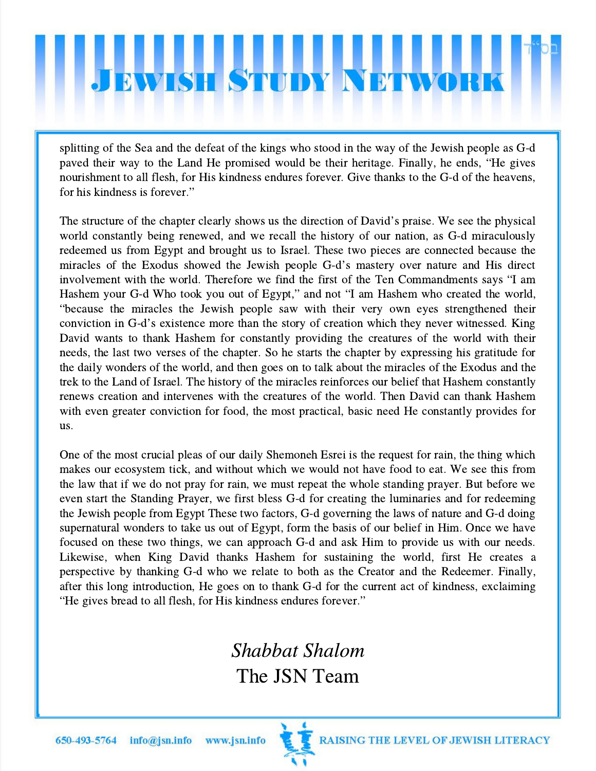splitting of the Sea and the defeat of the kings who stood in the way of the Jewish people as G-d paved their way to the Land He promised would be their heritage. Finally, he ends, "He gives nourishment to all flesh, for His kindness endures forever. Give thanks to the G-d of the heavens, for his kindness is forever."

The structure of the chapter clearly shows us the direction of David's praise. We see the physical world constantly being renewed, and we recall the history of our nation, as G-d miraculously redeemed us from Egypt and brought us to Israel. These two pieces are connected because the miracles of the Exodus showed the Jewish people G-d's mastery over nature and His direct involvement with the world. Therefore we find the first of the Ten Commandments says "I am Hashem your G-d Who took you out of Egypt," and not "I am Hashem who created the world, "because the miracles the Jewish people saw with their very own eyes strengthened their conviction in G-d's existence more than the story of creation which they never witnessed. King David wants to thank Hashem for constantly providing the creatures of the world with their needs, the last two verses of the chapter. So he starts the chapter by expressing his gratitude for the daily wonders of the world, and then goes on to talk about the miracles of the Exodus and the trek to the Land of Israel. The history of the miracles reinforces our belief that Hashem constantly renews creation and intervenes with the creatures of the world. Then David can thank Hashem with even greater conviction for food, the most practical, basic need He constantly provides for us.

One of the most crucial pleas of our daily Shemoneh Esrei is the request for rain, the thing which makes our ecosystem tick, and without which we would not have food to eat. We see this from the law that if we do not pray for rain, we must repeat the whole standing prayer. But before we even start the Standing Prayer, we first bless G-d for creating the luminaries and for redeeming the Jewish people from Egypt These two factors, G-d governing the laws of nature and G-d doing supernatural wonders to take us out of Egypt, form the basis of our belief in Him. Once we have focused on these two things, we can approach G-d and ask Him to provide us with our needs. Likewise, when King David thanks Hashem for sustaining the world, first He creates a perspective by thanking G-d who we relate to both as the Creator and the Redeemer. Finally, after this long introduction, He goes on to thank G-d for the current act of kindness, exclaiming "He gives bread to all flesh, for His kindness endures forever."

*Shabbat Shalom*

The JSN Team